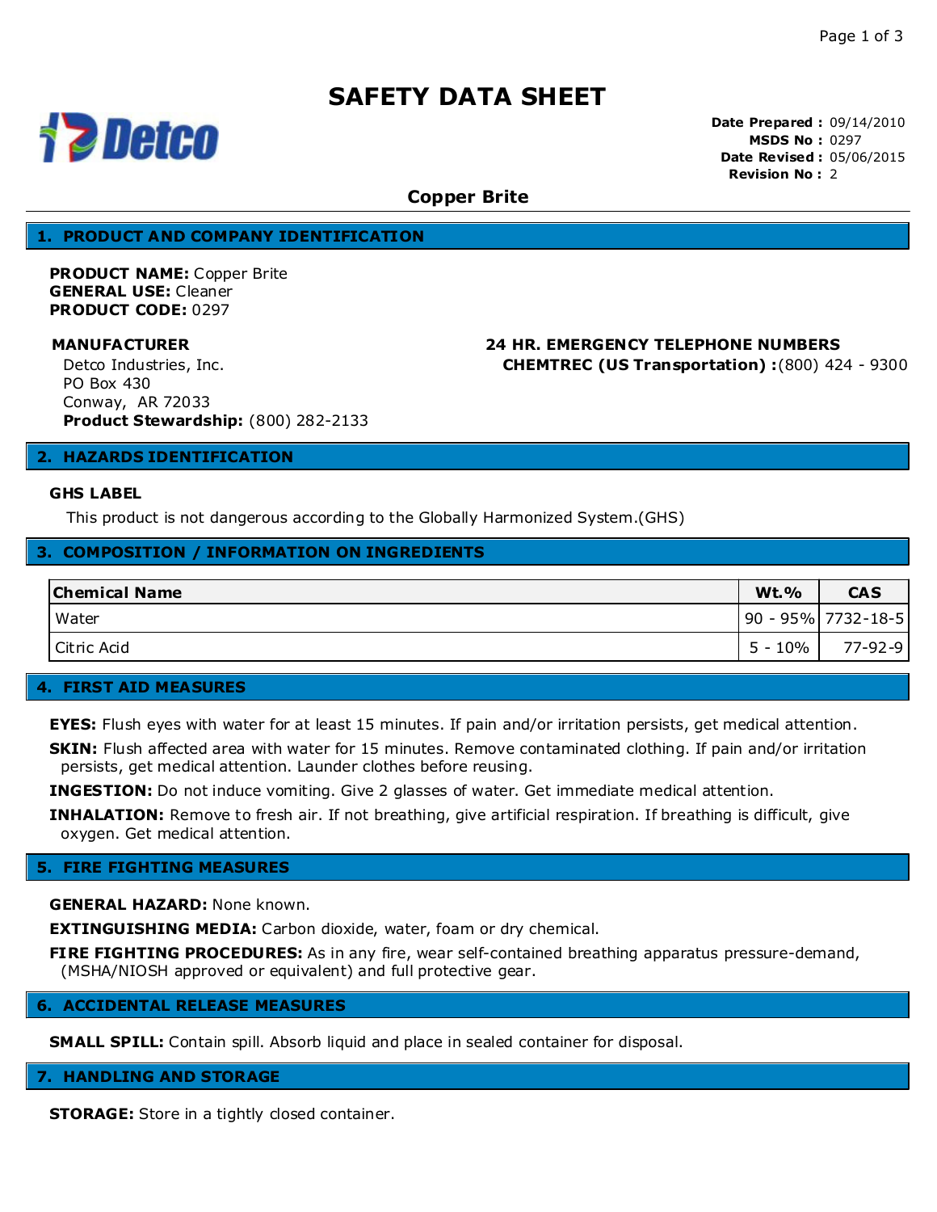# SAFETY DATA SHEET

Detco

**Date Prepared :** 09/14/2010
**MSDS No :** 0297
**Date Revised :** 05/06/2015
**Revision No :** 2

## Copper Brite

## 1. PRODUCT AND COMPANY IDENTIFICATION

**PRODUCT NAME:** Copper Brite
**GENERAL USE:** Cleaner
**PRODUCT CODE:** 0297

**MANUFACTURER**
Detco Industries, Inc.
PO Box 430
Conway, AR 72033
**Product Stewardship:** (800) 282-2133

**24 HR. EMERGENCY TELEPHONE NUMBERS**
**CHEMTREC (US Transportation) :** (800) 424 - 9300

## 2. HAZARDS IDENTIFICATION

**GHS LABEL**

This product is not dangerous according to the Globally Harmonized System.(GHS)

## 3. COMPOSITION / INFORMATION ON INGREDIENTS

| Chemical Name | Wt.% | CAS |
|---|---|---|
| Water | 90 - 95% | 7732-18-5 |
| Citric Acid | 5 - 10% | 77-92-9 |

## 4. FIRST AID MEASURES

**EYES:** Flush eyes with water for at least 15 minutes. If pain and/or irritation persists, get medical attention.

**SKIN:** Flush affected area with water for 15 minutes. Remove contaminated clothing. If pain and/or irritation persists, get medical attention. Launder clothes before reusing.

**INGESTION:** Do not induce vomiting. Give 2 glasses of water. Get immediate medical attention.

**INHALATION:** Remove to fresh air. If not breathing, give artificial respiration. If breathing is difficult, give oxygen. Get medical attention.

## 5. FIRE FIGHTING MEASURES

**GENERAL HAZARD:** None known.

**EXTINGUISHING MEDIA:** Carbon dioxide, water, foam or dry chemical.

**FIRE FIGHTING PROCEDURES:** As in any fire, wear self-contained breathing apparatus pressure-demand, (MSHA/NIOSH approved or equivalent) and full protective gear.

## 6. ACCIDENTAL RELEASE MEASURES

**SMALL SPILL:** Contain spill. Absorb liquid and place in sealed container for disposal.

## 7. HANDLING AND STORAGE

**STORAGE:** Store in a tightly closed container.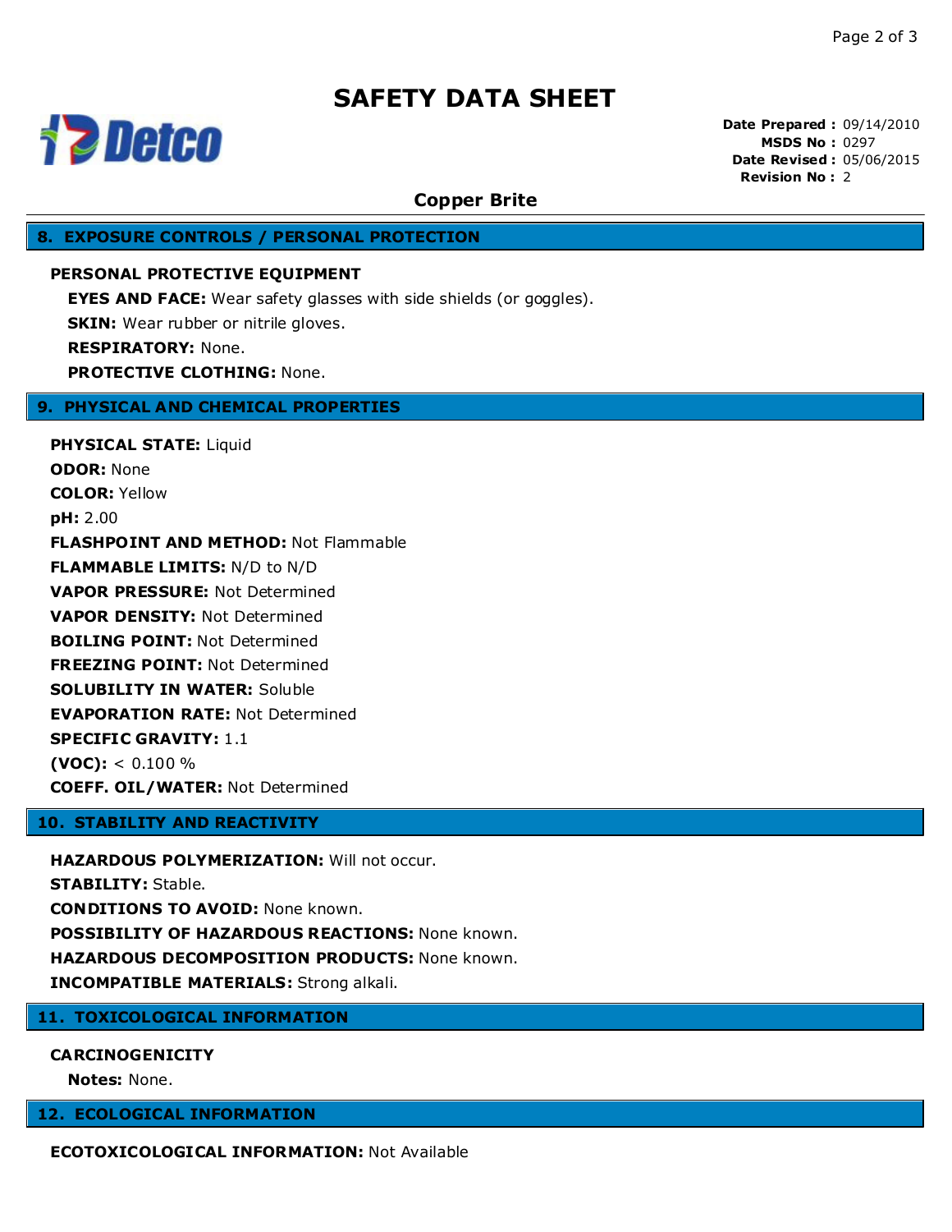# SAFETY DATA SHEET

**Date Prepared :** 09/14/2010
**MSDS No :** 0297
**Date Revised :** 05/06/2015
**Revision No :** 2

## Copper Brite

## 8. EXPOSURE CONTROLS / PERSONAL PROTECTION

### PERSONAL PROTECTIVE EQUIPMENT

**EYES AND FACE:** Wear safety glasses with side shields (or goggles).

**SKIN:** Wear rubber or nitrile gloves.

**RESPIRATORY:** None.

**PROTECTIVE CLOTHING:** None.

## 9. PHYSICAL AND CHEMICAL PROPERTIES

**PHYSICAL STATE:** Liquid

**ODOR:** None

**COLOR:** Yellow

**pH:** 2.00

**FLASHPOINT AND METHOD:** Not Flammable

**FLAMMABLE LIMITS:** N/D to N/D

**VAPOR PRESSURE:** Not Determined

**VAPOR DENSITY:** Not Determined

**BOILING POINT:** Not Determined

**FREEZING POINT:** Not Determined

**SOLUBILITY IN WATER:** Soluble

**EVAPORATION RATE:** Not Determined

**SPECIFIC GRAVITY:** 1.1

**(VOC):** < 0.100 %

**COEFF. OIL/WATER:** Not Determined

## 10. STABILITY AND REACTIVITY

**HAZARDOUS POLYMERIZATION:** Will not occur.

**STABILITY:** Stable.

**CONDITIONS TO AVOID:** None known.

**POSSIBILITY OF HAZARDOUS REACTIONS:** None known.

**HAZARDOUS DECOMPOSITION PRODUCTS:** None known.

**INCOMPATIBLE MATERIALS:** Strong alkali.

## 11. TOXICOLOGICAL INFORMATION

### CARCINOGENICITY

**Notes:** None.

## 12. ECOLOGICAL INFORMATION

**ECOTOXICOLOGICAL INFORMATION:** Not Available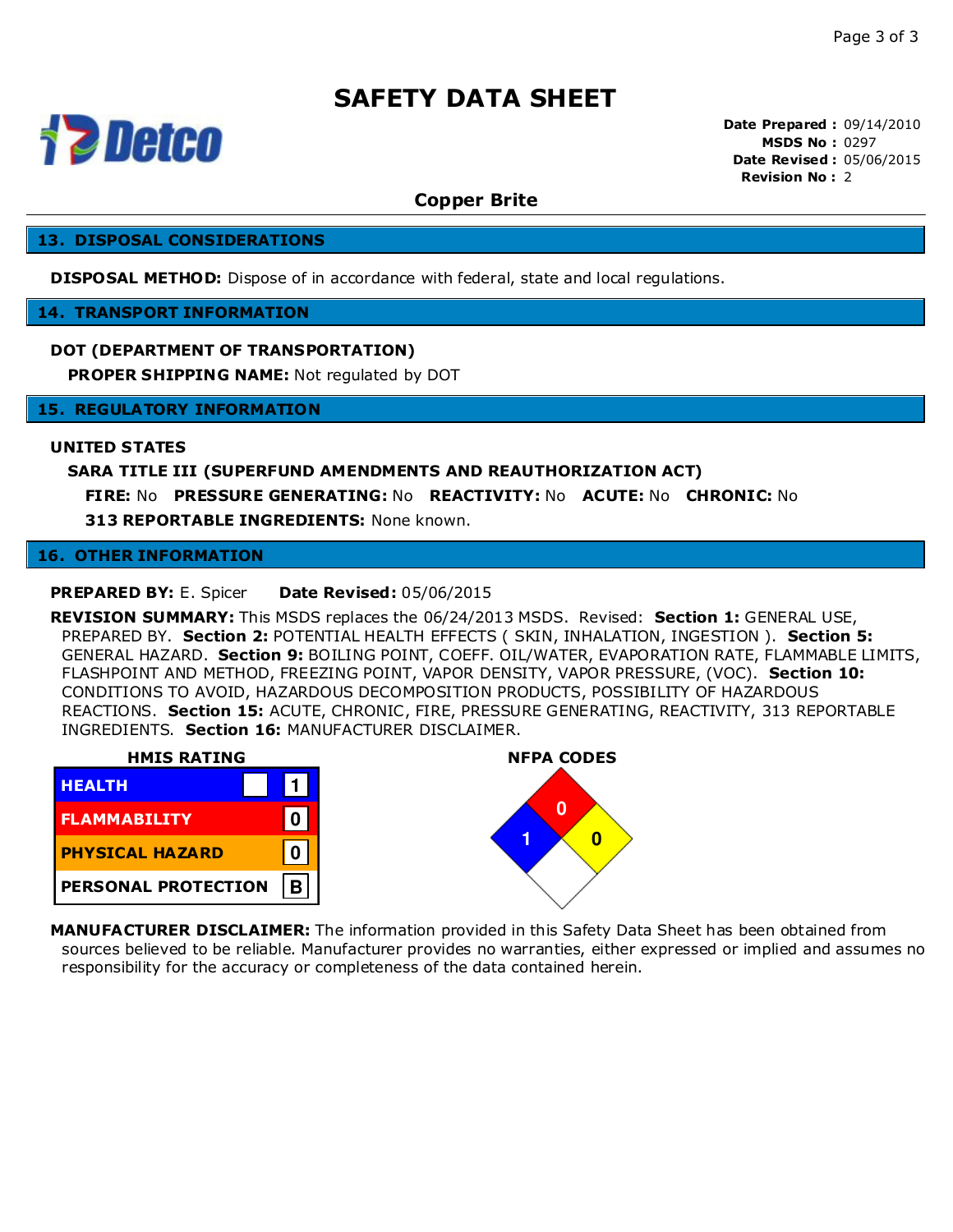# SAFETY DATA SHEET

**Date Prepared :** 09/14/2010
**MSDS No :** 0297
**Date Revised :** 05/06/2015
**Revision No :** 2

## Copper Brite

### 13. DISPOSAL CONSIDERATIONS

**DISPOSAL METHOD:** Dispose of in accordance with federal, state and local regulations.

### 14. TRANSPORT INFORMATION

**DOT (DEPARTMENT OF TRANSPORTATION)**

**PROPER SHIPPING NAME:** Not regulated by DOT

### 15. REGULATORY INFORMATION

**UNITED STATES**

**SARA TITLE III (SUPERFUND AMENDMENTS AND REAUTHORIZATION ACT)**

**FIRE:** No **PRESSURE GENERATING:** No **REACTIVITY:** No **ACUTE:** No **CHRONIC:** No

**313 REPORTABLE INGREDIENTS:** None known.

### 16. OTHER INFORMATION

**PREPARED BY:** E. Spicer **Date Revised:** 05/06/2015

**REVISION SUMMARY:** This MSDS replaces the 06/24/2013 MSDS. Revised: **Section 1:** GENERAL USE, PREPARED BY. **Section 2:** POTENTIAL HEALTH EFFECTS ( SKIN, INHALATION, INGESTION ). **Section 5:** GENERAL HAZARD. **Section 9:** BOILING POINT, COEFF. OIL/WATER, EVAPORATION RATE, FLAMMABLE LIMITS, FLASHPOINT AND METHOD, FREEZING POINT, VAPOR DENSITY, VAPOR PRESSURE, (VOC). **Section 10:** CONDITIONS TO AVOID, HAZARDOUS DECOMPOSITION PRODUCTS, POSSIBILITY OF HAZARDOUS REACTIONS. **Section 15:** ACUTE, CHRONIC, FIRE, PRESSURE GENERATING, REACTIVITY, 313 REPORTABLE INGREDIENTS. **Section 16:** MANUFACTURER DISCLAIMER.

**HMIS RATING**

| | |
|---|---|
| HEALTH | 1 |
| FLAMMABILITY | 0 |
| PHYSICAL HAZARD | 0 |
| PERSONAL PROTECTION | B |

**NFPA CODES**

0
1
0

**MANUFACTURER DISCLAIMER:** The information provided in this Safety Data Sheet has been obtained from sources believed to be reliable. Manufacturer provides no warranties, either expressed or implied and assumes no responsibility for the accuracy or completeness of the data contained herein.